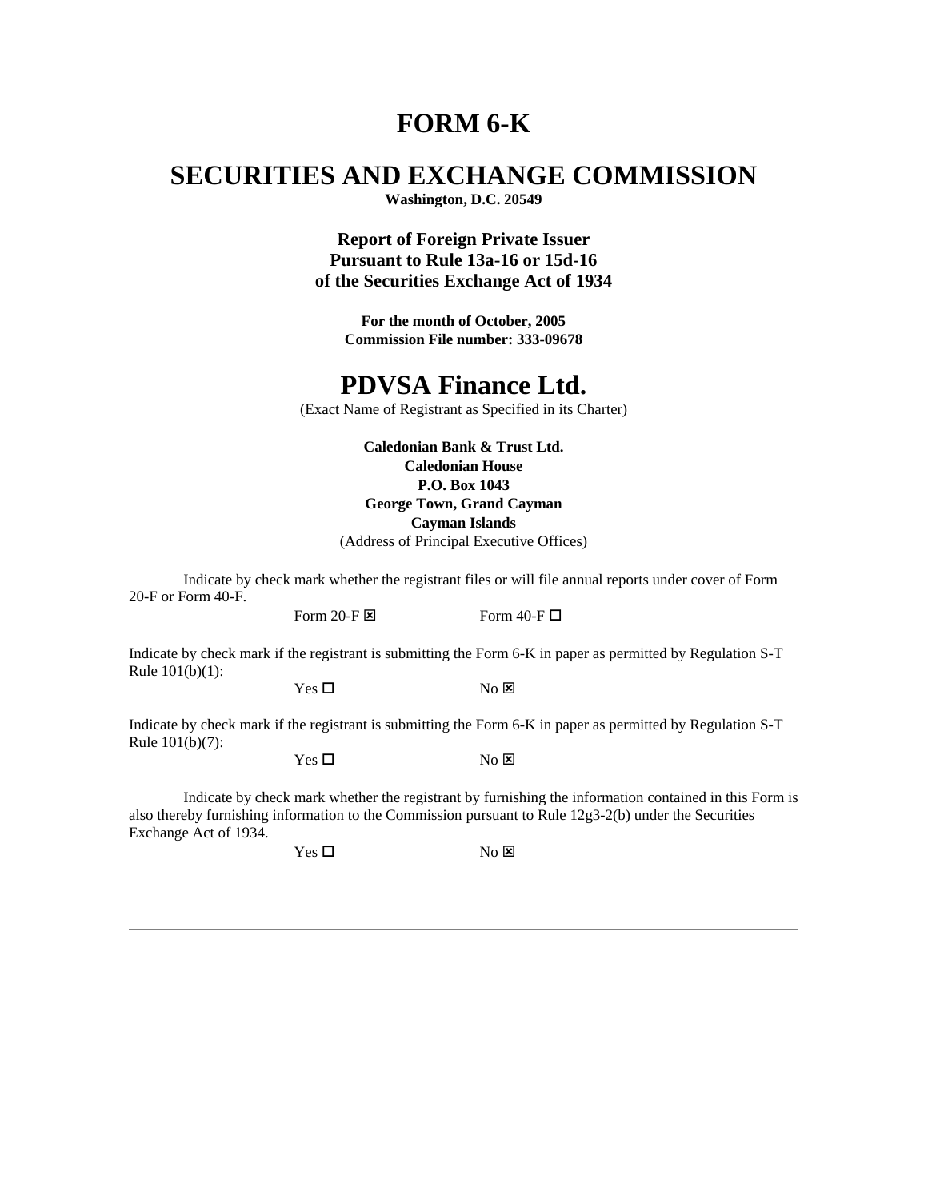# FORM 6-K

# SECURITIES AND EXCHANGE COMMISSION

**Washington, D.C. 20549**

**Report of Foreign Private Issuer**
**Pursuant to Rule 13a-16 or 15d-16**
**of the Securities Exchange Act of 1934**

**For the month of October, 2005**
**Commission File number: 333-09678**

# PDVSA Finance Ltd.

(Exact Name of Registrant as Specified in its Charter)

**Caledonian Bank & Trust Ltd.**
**Caledonian House**
**P.O. Box 1043**
**George Town, Grand Cayman**
**Cayman Islands**
(Address of Principal Executive Offices)

Indicate by check mark whether the registrant files or will file annual reports under cover of Form 20-F or Form 40-F.

Form 20-F ☒ Form 40-F ☐

Indicate by check mark if the registrant is submitting the Form 6-K in paper as permitted by Regulation S-T Rule 101(b)(1):

Yes ☐ No ☒

Indicate by check mark if the registrant is submitting the Form 6-K in paper as permitted by Regulation S-T Rule 101(b)(7):

Yes ☐ No ☒

Indicate by check mark whether the registrant by furnishing the information contained in this Form is also thereby furnishing information to the Commission pursuant to Rule 12g3-2(b) under the Securities Exchange Act of 1934.

Yes ☐ No ☒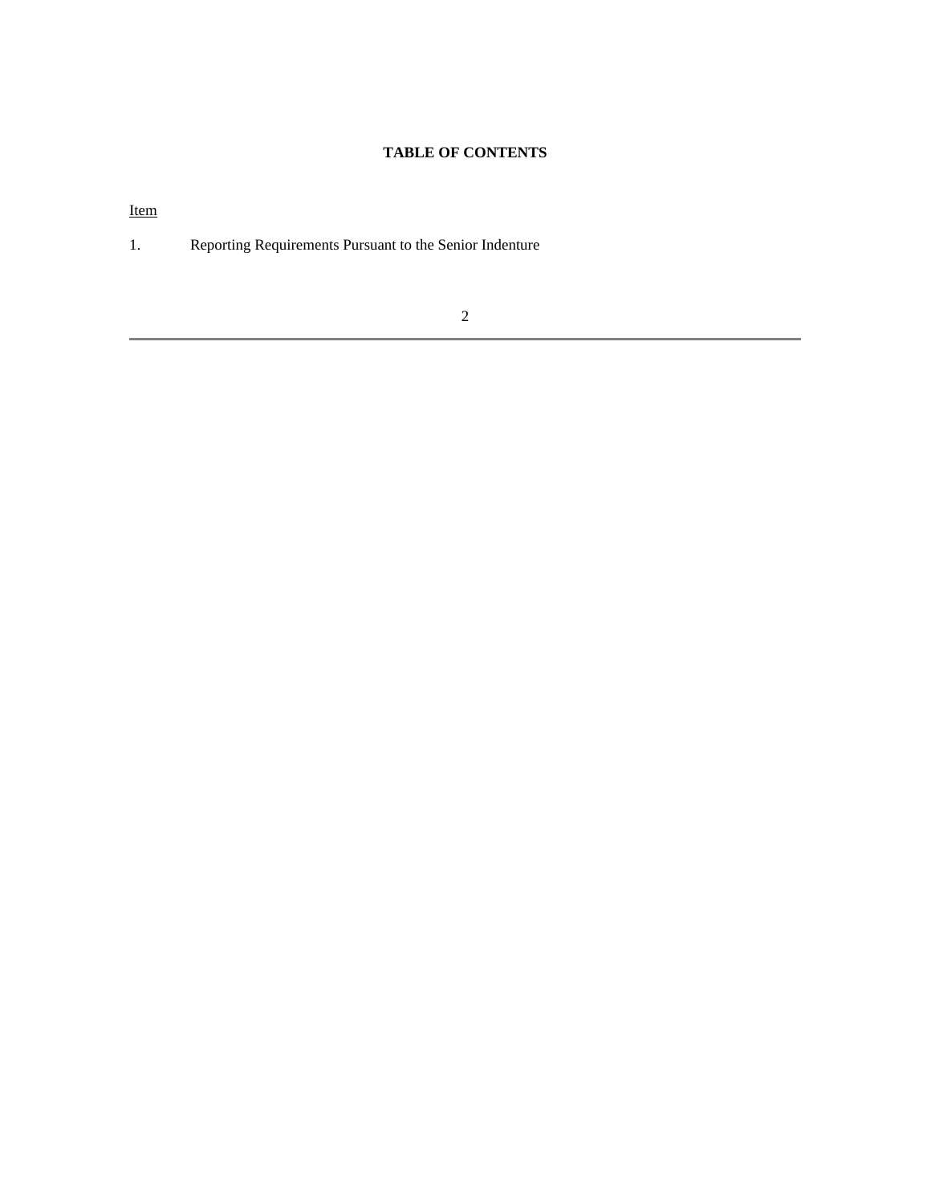**TABLE OF CONTENTS**

Item

1. Reporting Requirements Pursuant to the Senior Indenture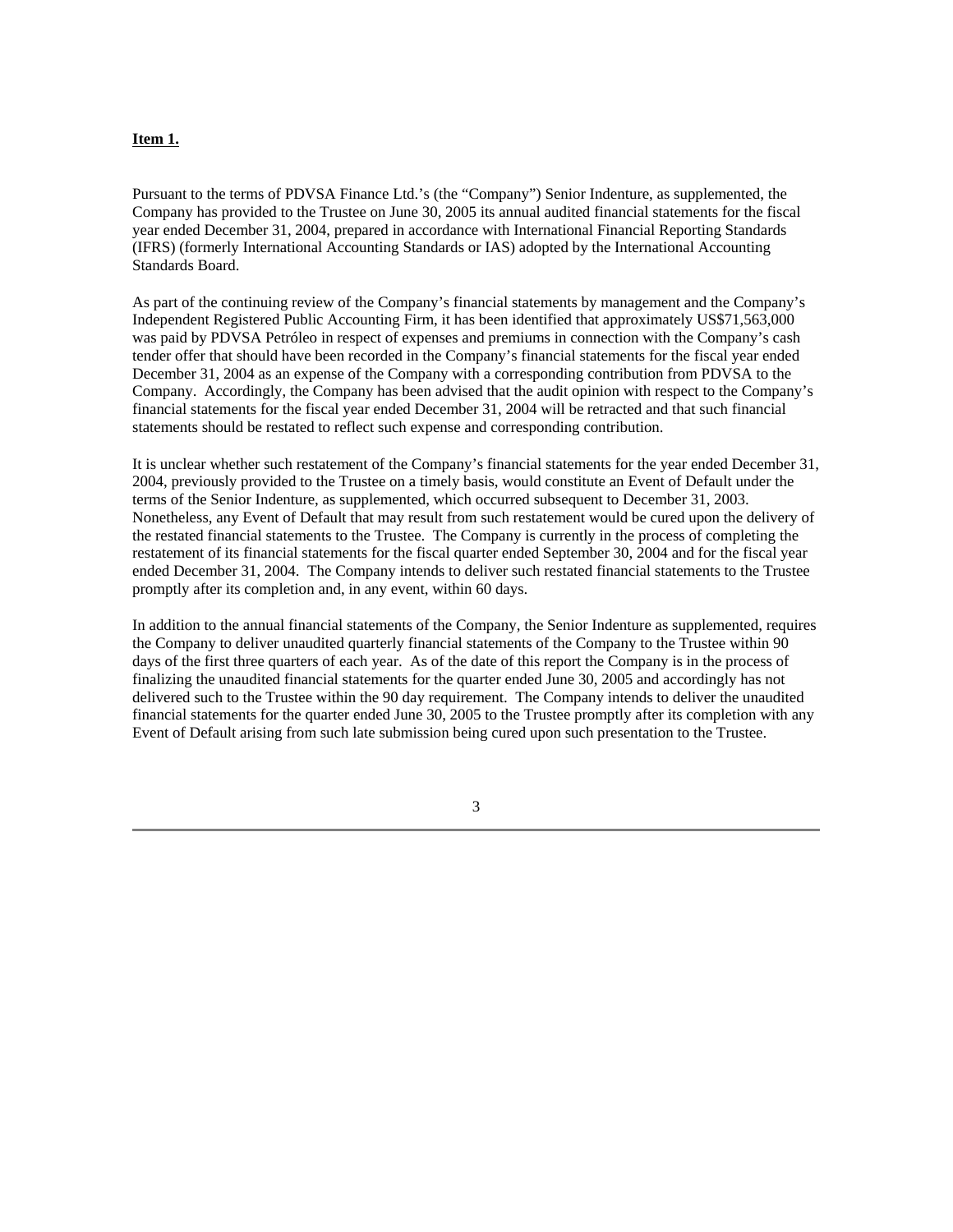**Item 1.**

Pursuant to the terms of PDVSA Finance Ltd.'s (the "Company") Senior Indenture, as supplemented, the Company has provided to the Trustee on June 30, 2005 its annual audited financial statements for the fiscal year ended December 31, 2004, prepared in accordance with International Financial Reporting Standards (IFRS) (formerly International Accounting Standards or IAS) adopted by the International Accounting Standards Board.

As part of the continuing review of the Company's financial statements by management and the Company's Independent Registered Public Accounting Firm, it has been identified that approximately US$71,563,000 was paid by PDVSA Petróleo in respect of expenses and premiums in connection with the Company's cash tender offer that should have been recorded in the Company's financial statements for the fiscal year ended December 31, 2004 as an expense of the Company with a corresponding contribution from PDVSA to the Company. Accordingly, the Company has been advised that the audit opinion with respect to the Company's financial statements for the fiscal year ended December 31, 2004 will be retracted and that such financial statements should be restated to reflect such expense and corresponding contribution.

It is unclear whether such restatement of the Company's financial statements for the year ended December 31, 2004, previously provided to the Trustee on a timely basis, would constitute an Event of Default under the terms of the Senior Indenture, as supplemented, which occurred subsequent to December 31, 2003. Nonetheless, any Event of Default that may result from such restatement would be cured upon the delivery of the restated financial statements to the Trustee. The Company is currently in the process of completing the restatement of its financial statements for the fiscal quarter ended September 30, 2004 and for the fiscal year ended December 31, 2004. The Company intends to deliver such restated financial statements to the Trustee promptly after its completion and, in any event, within 60 days.

In addition to the annual financial statements of the Company, the Senior Indenture as supplemented, requires the Company to deliver unaudited quarterly financial statements of the Company to the Trustee within 90 days of the first three quarters of each year. As of the date of this report the Company is in the process of finalizing the unaudited financial statements for the quarter ended June 30, 2005 and accordingly has not delivered such to the Trustee within the 90 day requirement. The Company intends to deliver the unaudited financial statements for the quarter ended June 30, 2005 to the Trustee promptly after its completion with any Event of Default arising from such late submission being cured upon such presentation to the Trustee.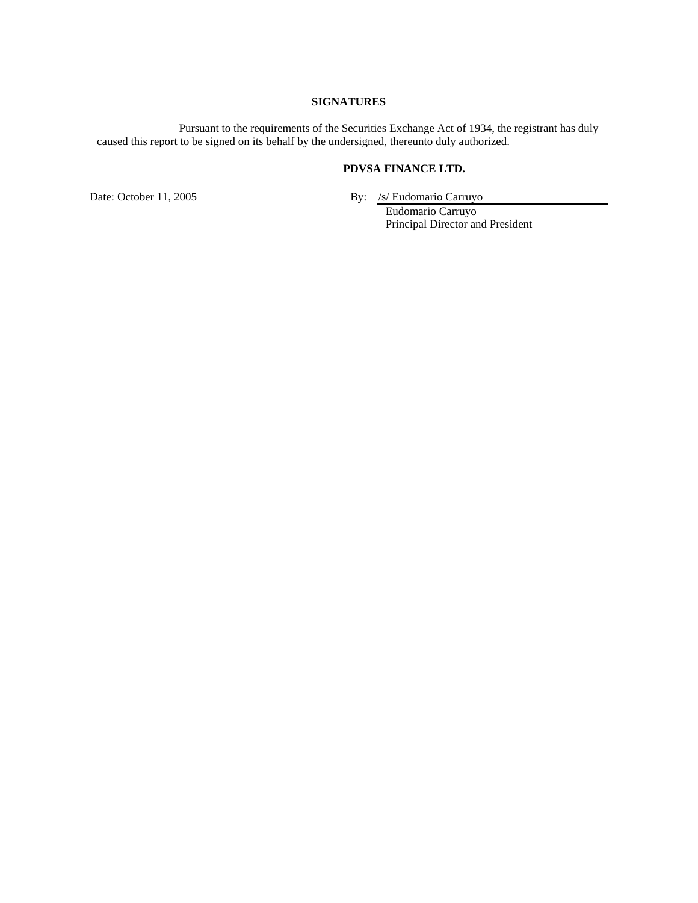**SIGNATURES**

Pursuant to the requirements of the Securities Exchange Act of 1934, the registrant has duly caused this report to be signed on its behalf by the undersigned, thereunto duly authorized.

**PDVSA FINANCE LTD.**

Date: October 11, 2005

By: /s/ Eudomario Carruyo
Eudomario Carruyo
Principal Director and President